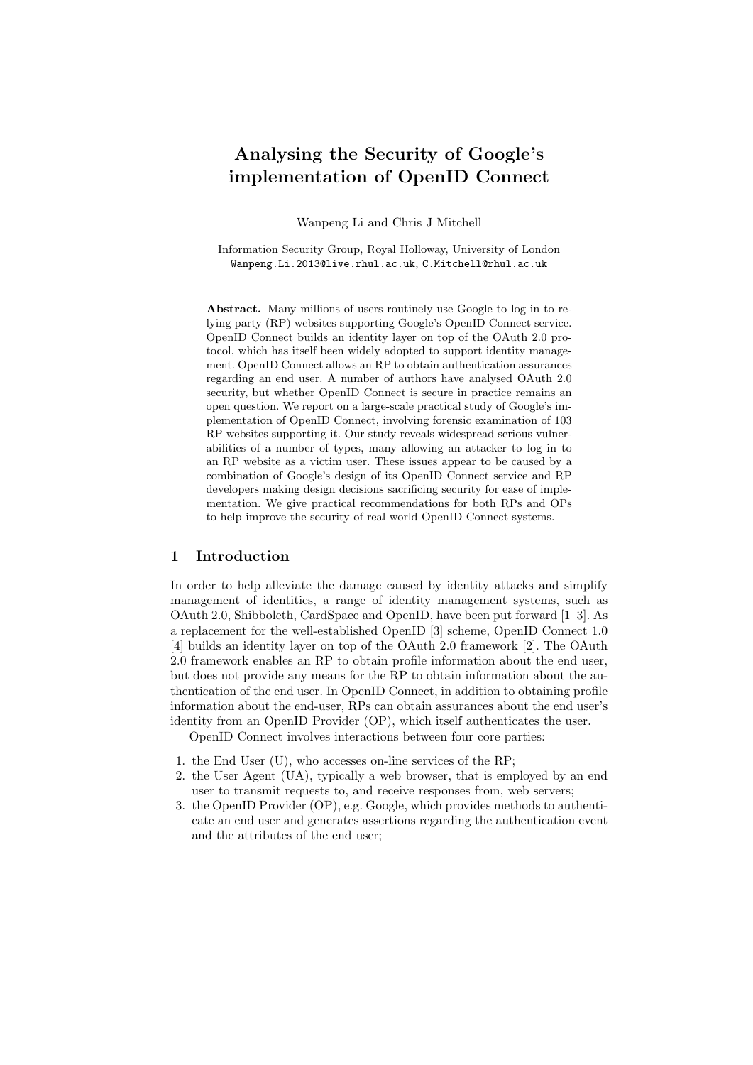# Analysing the Security of Google's implementation of OpenID Connect

Wanpeng Li and Chris J Mitchell

Information Security Group, Royal Holloway, University of London
Wanpeng.Li.2013@live.rhul.ac.uk, C.Mitchell@rhul.ac.uk

**Abstract.** Many millions of users routinely use Google to log in to relying party (RP) websites supporting Google's OpenID Connect service. OpenID Connect builds an identity layer on top of the OAuth 2.0 protocol, which has itself been widely adopted to support identity management. OpenID Connect allows an RP to obtain authentication assurances regarding an end user. A number of authors have analysed OAuth 2.0 security, but whether OpenID Connect is secure in practice remains an open question. We report on a large-scale practical study of Google's implementation of OpenID Connect, involving forensic examination of 103 RP websites supporting it. Our study reveals widespread serious vulnerabilities of a number of types, many allowing an attacker to log in to an RP website as a victim user. These issues appear to be caused by a combination of Google's design of its OpenID Connect service and RP developers making design decisions sacrificing security for ease of implementation. We give practical recommendations for both RPs and OPs to help improve the security of real world OpenID Connect systems.

## 1 Introduction

In order to help alleviate the damage caused by identity attacks and simplify management of identities, a range of identity management systems, such as OAuth 2.0, Shibboleth, CardSpace and OpenID, have been put forward [1–3]. As a replacement for the well-established OpenID [3] scheme, OpenID Connect 1.0 [4] builds an identity layer on top of the OAuth 2.0 framework [2]. The OAuth 2.0 framework enables an RP to obtain profile information about the end user, but does not provide any means for the RP to obtain information about the authentication of the end user. In OpenID Connect, in addition to obtaining profile information about the end-user, RPs can obtain assurances about the end user's identity from an OpenID Provider (OP), which itself authenticates the user.

OpenID Connect involves interactions between four core parties:

1. the End User (U), who accesses on-line services of the RP;
2. the User Agent (UA), typically a web browser, that is employed by an end user to transmit requests to, and receive responses from, web servers;
3. the OpenID Provider (OP), e.g. Google, which provides methods to authenticate an end user and generates assertions regarding the authentication event and the attributes of the end user;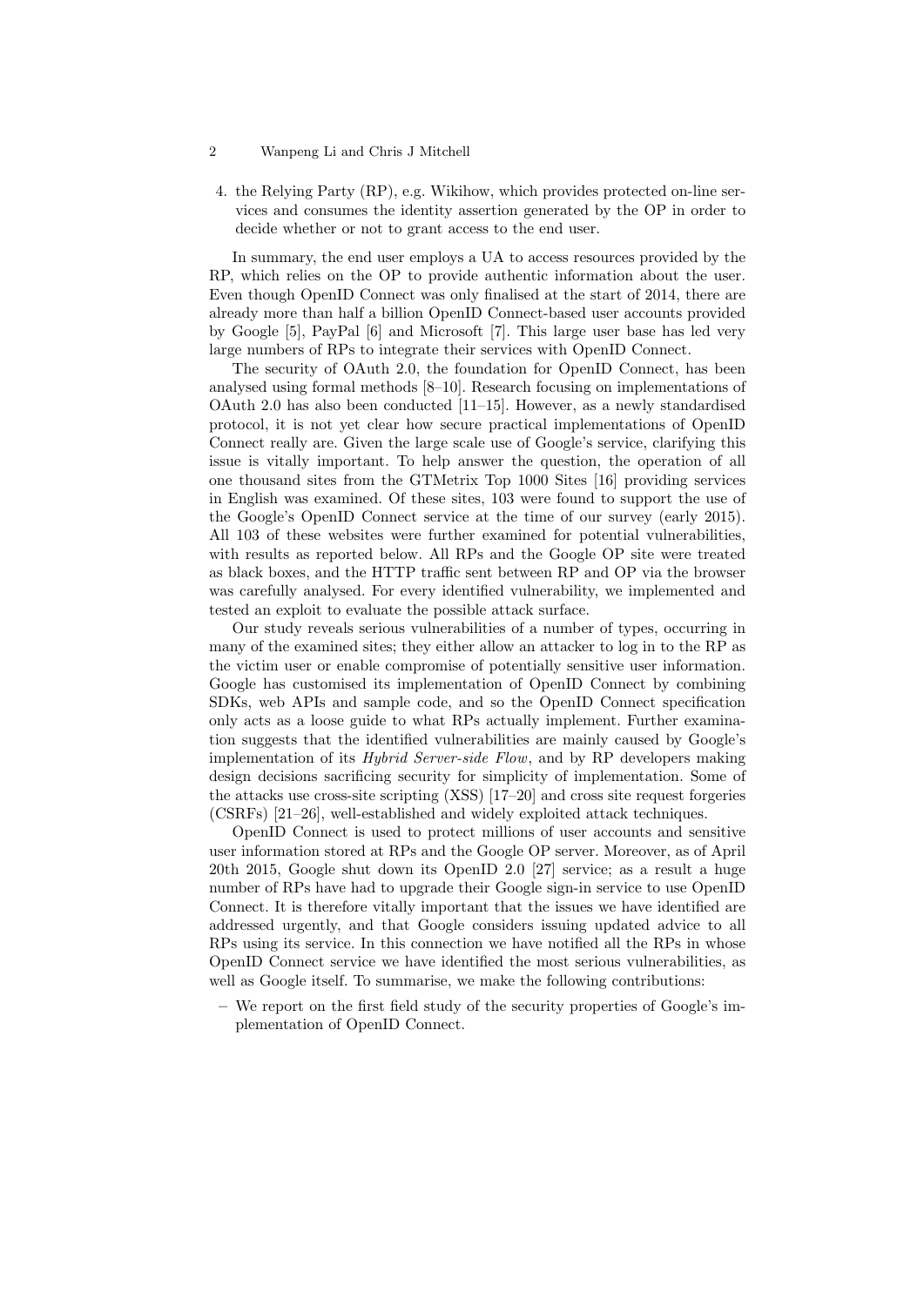4. the Relying Party (RP), e.g. Wikihow, which provides protected on-line services and consumes the identity assertion generated by the OP in order to decide whether or not to grant access to the end user.

In summary, the end user employs a UA to access resources provided by the RP, which relies on the OP to provide authentic information about the user. Even though OpenID Connect was only finalised at the start of 2014, there are already more than half a billion OpenID Connect-based user accounts provided by Google [5], PayPal [6] and Microsoft [7]. This large user base has led very large numbers of RPs to integrate their services with OpenID Connect.

The security of OAuth 2.0, the foundation for OpenID Connect, has been analysed using formal methods [8–10]. Research focusing on implementations of OAuth 2.0 has also been conducted [11–15]. However, as a newly standardised protocol, it is not yet clear how secure practical implementations of OpenID Connect really are. Given the large scale use of Google's service, clarifying this issue is vitally important. To help answer the question, the operation of all one thousand sites from the GTMetrix Top 1000 Sites [16] providing services in English was examined. Of these sites, 103 were found to support the use of the Google's OpenID Connect service at the time of our survey (early 2015). All 103 of these websites were further examined for potential vulnerabilities, with results as reported below. All RPs and the Google OP site were treated as black boxes, and the HTTP traffic sent between RP and OP via the browser was carefully analysed. For every identified vulnerability, we implemented and tested an exploit to evaluate the possible attack surface.

Our study reveals serious vulnerabilities of a number of types, occurring in many of the examined sites; they either allow an attacker to log in to the RP as the victim user or enable compromise of potentially sensitive user information. Google has customised its implementation of OpenID Connect by combining SDKs, web APIs and sample code, and so the OpenID Connect specification only acts as a loose guide to what RPs actually implement. Further examination suggests that the identified vulnerabilities are mainly caused by Google's implementation of its *Hybrid Server-side Flow*, and by RP developers making design decisions sacrificing security for simplicity of implementation. Some of the attacks use cross-site scripting (XSS) [17–20] and cross site request forgeries (CSRFs) [21–26], well-established and widely exploited attack techniques.

OpenID Connect is used to protect millions of user accounts and sensitive user information stored at RPs and the Google OP server. Moreover, as of April 20th 2015, Google shut down its OpenID 2.0 [27] service; as a result a huge number of RPs have had to upgrade their Google sign-in service to use OpenID Connect. It is therefore vitally important that the issues we have identified are addressed urgently, and that Google considers issuing updated advice to all RPs using its service. In this connection we have notified all the RPs in whose OpenID Connect service we have identified the most serious vulnerabilities, as well as Google itself. To summarise, we make the following contributions:

– We report on the first field study of the security properties of Google's implementation of OpenID Connect.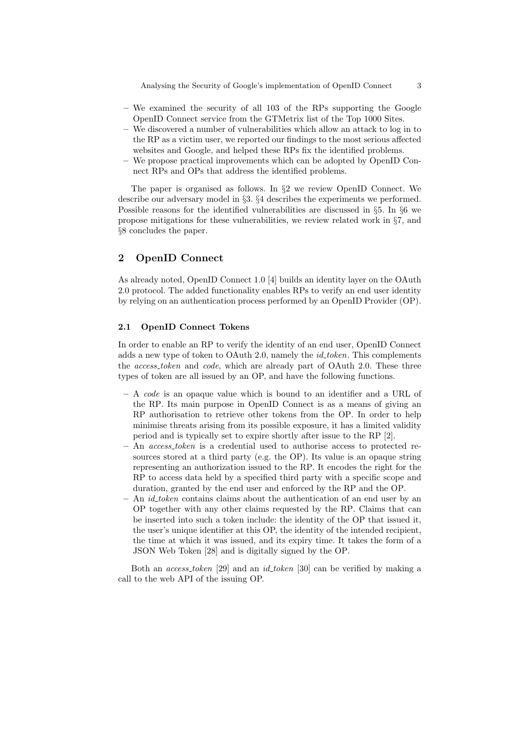- We examined the security of all 103 of the RPs supporting the Google OpenID Connect service from the GTMetrix list of the Top 1000 Sites.
- We discovered a number of vulnerabilities which allow an attack to log in to the RP as a victim user, we reported our findings to the most serious affected websites and Google, and helped these RPs fix the identified problems.
- We propose practical improvements which can be adopted by OpenID Connect RPs and OPs that address the identified problems.

The paper is organised as follows. In §2 we review OpenID Connect. We describe our adversary model in §3. §4 describes the experiments we performed. Possible reasons for the identified vulnerabilities are discussed in §5. In §6 we propose mitigations for these vulnerabilities, we review related work in §7, and §8 concludes the paper.

## 2 OpenID Connect

As already noted, OpenID Connect 1.0 [4] builds an identity layer on the OAuth 2.0 protocol. The added functionality enables RPs to verify an end user identity by relying on an authentication process performed by an OpenID Provider (OP).

### 2.1 OpenID Connect Tokens

In order to enable an RP to verify the identity of an end user, OpenID Connect adds a new type of token to OAuth 2.0, namely the *id_token*. This complements the *access_token* and *code*, which are already part of OAuth 2.0. These three types of token are all issued by an OP, and have the following functions.

- A *code* is an opaque value which is bound to an identifier and a URL of the RP. Its main purpose in OpenID Connect is as a means of giving an RP authorisation to retrieve other tokens from the OP. In order to help minimise threats arising from its possible exposure, it has a limited validity period and is typically set to expire shortly after issue to the RP [2].
- An *access_token* is a credential used to authorise access to protected resources stored at a third party (e.g. the OP). Its value is an opaque string representing an authorization issued to the RP. It encodes the right for the RP to access data held by a specified third party with a specific scope and duration, granted by the end user and enforced by the RP and the OP.
- An *id_token* contains claims about the authentication of an end user by an OP together with any other claims requested by the RP. Claims that can be inserted into such a token include: the identity of the OP that issued it, the user's unique identifier at this OP, the identity of the intended recipient, the time at which it was issued, and its expiry time. It takes the form of a JSON Web Token [28] and is digitally signed by the OP.

Both an *access_token* [29] and an *id_token* [30] can be verified by making a call to the web API of the issuing OP.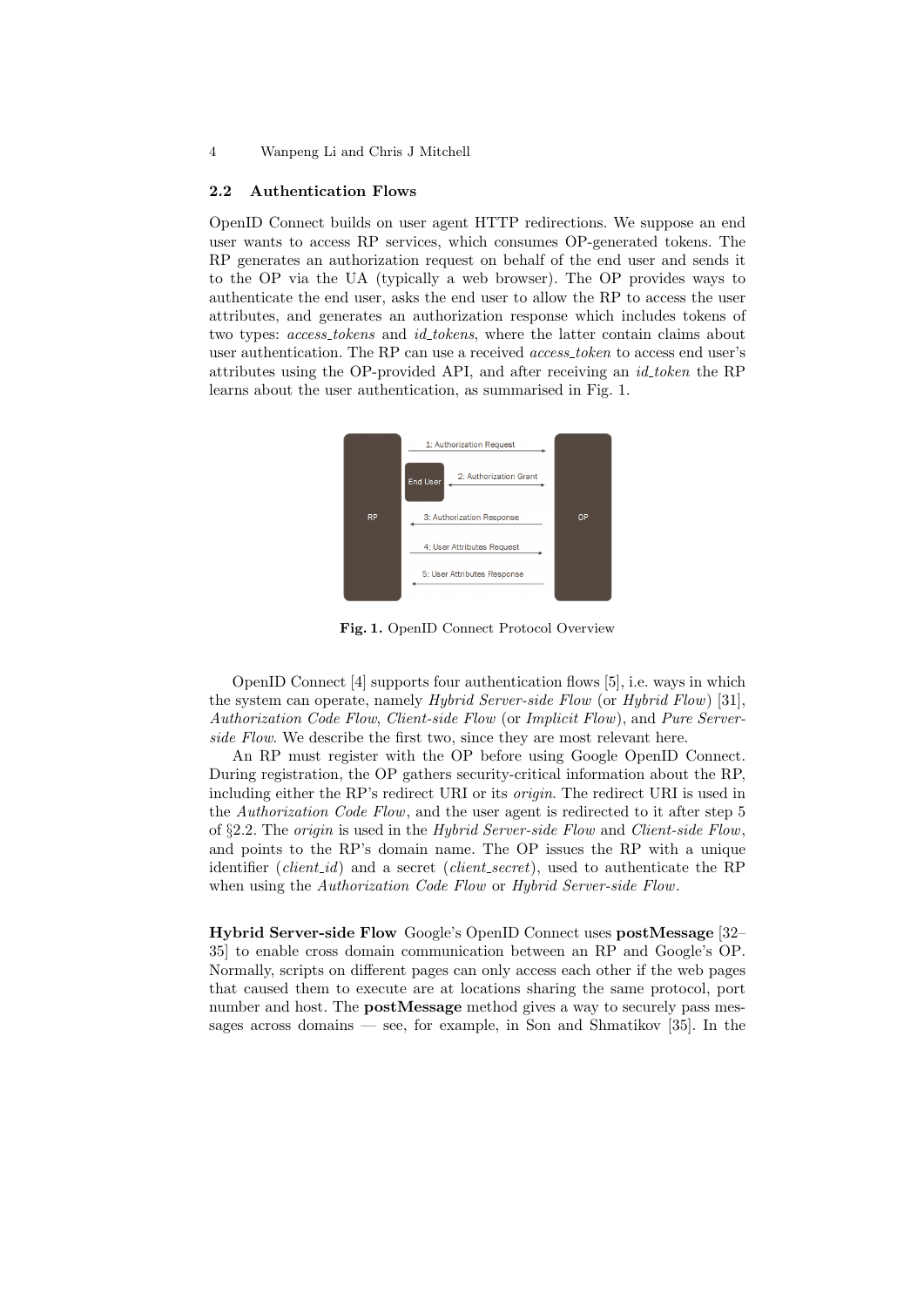### 2.2 Authentication Flows

OpenID Connect builds on user agent HTTP redirections. We suppose an end user wants to access RP services, which consumes OP-generated tokens. The RP generates an authorization request on behalf of the end user and sends it to the OP via the UA (typically a web browser). The OP provides ways to authenticate the end user, asks the end user to allow the RP to access the user attributes, and generates an authorization response which includes tokens of two types: *access_tokens* and *id_tokens*, where the latter contain claims about user authentication. The RP can use a received *access_token* to access end user's attributes using the OP-provided API, and after receiving an *id_token* the RP learns about the user authentication, as summarised in Fig. 1.

**Fig. 1.** OpenID Connect Protocol Overview

OpenID Connect [4] supports four authentication flows [5], i.e. ways in which the system can operate, namely *Hybrid Server-side Flow* (or *Hybrid Flow*) [31], *Authorization Code Flow*, *Client-side Flow* (or *Implicit Flow*), and *Pure Server-side Flow*. We describe the first two, since they are most relevant here.

An RP must register with the OP before using Google OpenID Connect. During registration, the OP gathers security-critical information about the RP, including either the RP's redirect URI or its *origin*. The redirect URI is used in the *Authorization Code Flow*, and the user agent is redirected to it after step 5 of §2.2. The *origin* is used in the *Hybrid Server-side Flow* and *Client-side Flow*, and points to the RP's domain name. The OP issues the RP with a unique identifier (*client_id*) and a secret (*client_secret*), used to authenticate the RP when using the *Authorization Code Flow* or *Hybrid Server-side Flow*.

**Hybrid Server-side Flow** Google's OpenID Connect uses **postMessage** [32–35] to enable cross domain communication between an RP and Google's OP. Normally, scripts on different pages can only access each other if the web pages that caused them to execute are at locations sharing the same protocol, port number and host. The **postMessage** method gives a way to securely pass messages across domains — see, for example, in Son and Shmatikov [35]. In the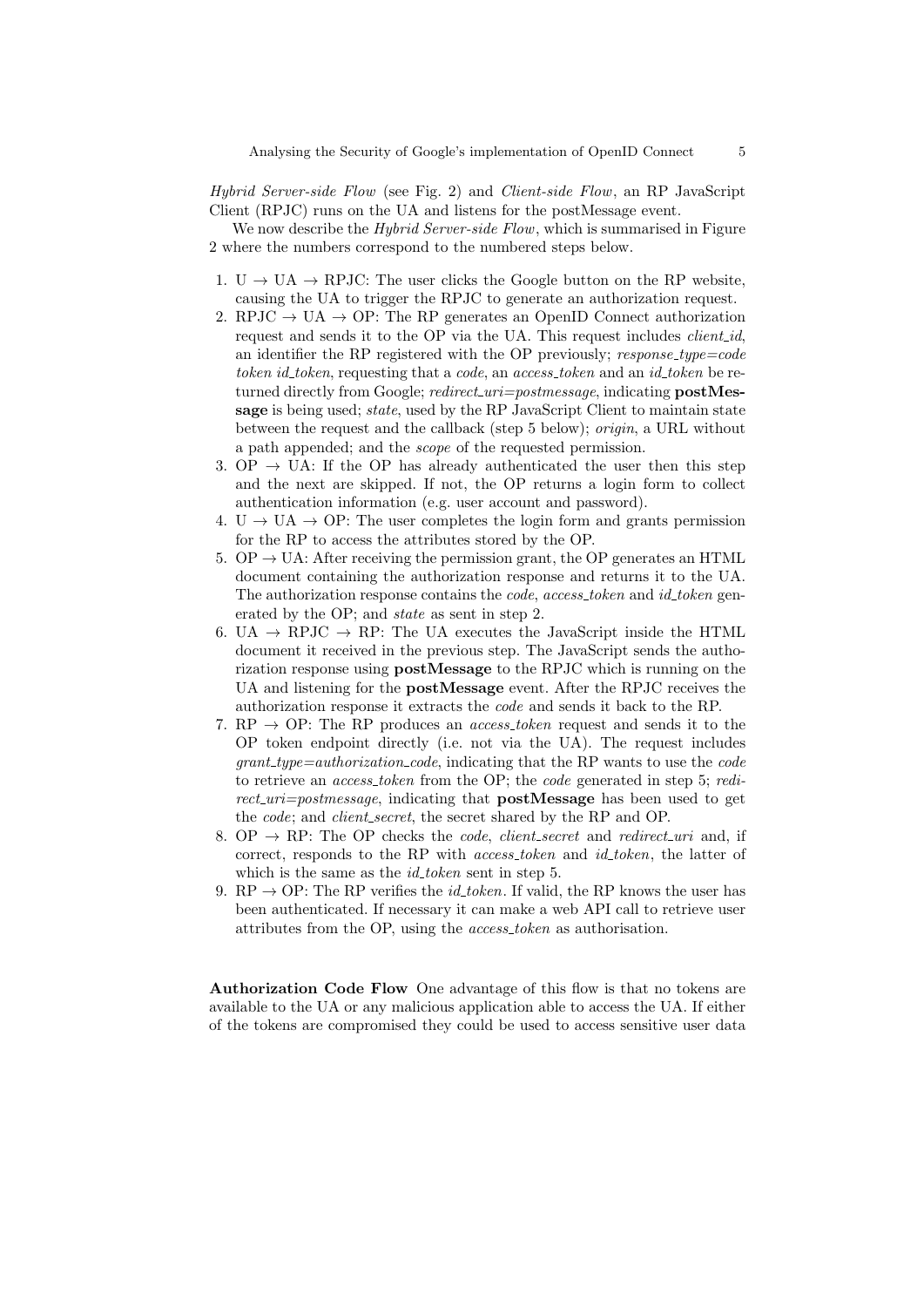*Hybrid Server-side Flow* (see Fig. 2) and *Client-side Flow*, an RP JavaScript Client (RPJC) runs on the UA and listens for the postMessage event.

We now describe the *Hybrid Server-side Flow*, which is summarised in Figure 2 where the numbers correspond to the numbered steps below.

1. U → UA → RPJC: The user clicks the Google button on the RP website, causing the UA to trigger the RPJC to generate an authorization request.
2. RPJC → UA → OP: The RP generates an OpenID Connect authorization request and sends it to the OP via the UA. This request includes *client_id*, an identifier the RP registered with the OP previously; *response_type=code token id_token*, requesting that a *code*, an *access_token* and an *id_token* be returned directly from Google; *redirect_uri=postmessage*, indicating **postMessage** is being used; *state*, used by the RP JavaScript Client to maintain state between the request and the callback (step 5 below); *origin*, a URL without a path appended; and the *scope* of the requested permission.
3. OP → UA: If the OP has already authenticated the user then this step and the next are skipped. If not, the OP returns a login form to collect authentication information (e.g. user account and password).
4. U → UA → OP: The user completes the login form and grants permission for the RP to access the attributes stored by the OP.
5. OP → UA: After receiving the permission grant, the OP generates an HTML document containing the authorization response and returns it to the UA. The authorization response contains the *code*, *access_token* and *id_token* generated by the OP; and *state* as sent in step 2.
6. UA → RPJC → RP: The UA executes the JavaScript inside the HTML document it received in the previous step. The JavaScript sends the authorization response using **postMessage** to the RPJC which is running on the UA and listening for the **postMessage** event. After the RPJC receives the authorization response it extracts the *code* and sends it back to the RP.
7. RP → OP: The RP produces an *access_token* request and sends it to the OP token endpoint directly (i.e. not via the UA). The request includes *grant_type=authorization_code*, indicating that the RP wants to use the *code* to retrieve an *access_token* from the OP; the *code* generated in step 5; *redirect_uri=postmessage*, indicating that **postMessage** has been used to get the *code*; and *client_secret*, the secret shared by the RP and OP.
8. OP → RP: The OP checks the *code*, *client_secret* and *redirect_uri* and, if correct, responds to the RP with *access_token* and *id_token*, the latter of which is the same as the *id_token* sent in step 5.
9. RP → OP: The RP verifies the *id_token*. If valid, the RP knows the user has been authenticated. If necessary it can make a web API call to retrieve user attributes from the OP, using the *access_token* as authorisation.

**Authorization Code Flow** One advantage of this flow is that no tokens are available to the UA or any malicious application able to access the UA. If either of the tokens are compromised they could be used to access sensitive user data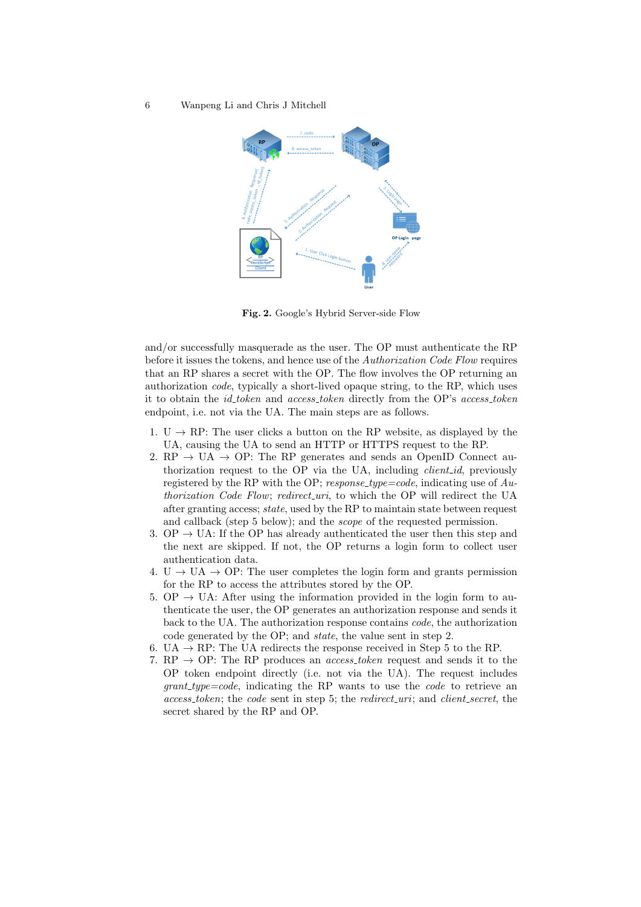**Fig. 2.** Google's Hybrid Server-side Flow

and/or successfully masquerade as the user. The OP must authenticate the RP before it issues the tokens, and hence use of the *Authorization Code Flow* requires that an RP shares a secret with the OP. The flow involves the OP returning an authorization *code*, typically a short-lived opaque string, to the RP, which uses it to obtain the *id_token* and *access_token* directly from the OP's *access_token* endpoint, i.e. not via the UA. The main steps are as follows.

1. U → RP: The user clicks a button on the RP website, as displayed by the UA, causing the UA to send an HTTP or HTTPS request to the RP.
2. RP → UA → OP: The RP generates and sends an OpenID Connect authorization request to the OP via the UA, including *client_id*, previously registered by the RP with the OP; *response_type=code*, indicating use of *Authorization Code Flow*; *redirect_uri*, to which the OP will redirect the UA after granting access; *state*, used by the RP to maintain state between request and callback (step 5 below); and the *scope* of the requested permission.
3. OP → UA: If the OP has already authenticated the user then this step and the next are skipped. If not, the OP returns a login form to collect user authentication data.
4. U → UA → OP: The user completes the login form and grants permission for the RP to access the attributes stored by the OP.
5. OP → UA: After using the information provided in the login form to authenticate the user, the OP generates an authorization response and sends it back to the UA. The authorization response contains *code*, the authorization code generated by the OP; and *state*, the value sent in step 2.
6. UA → RP: The UA redirects the response received in Step 5 to the RP.
7. RP → OP: The RP produces an *access_token* request and sends it to the OP token endpoint directly (i.e. not via the UA). The request includes *grant_type=code*, indicating the RP wants to use the *code* to retrieve an *access_token*; the *code* sent in step 5; the *redirect_uri*; and *client_secret*, the secret shared by the RP and OP.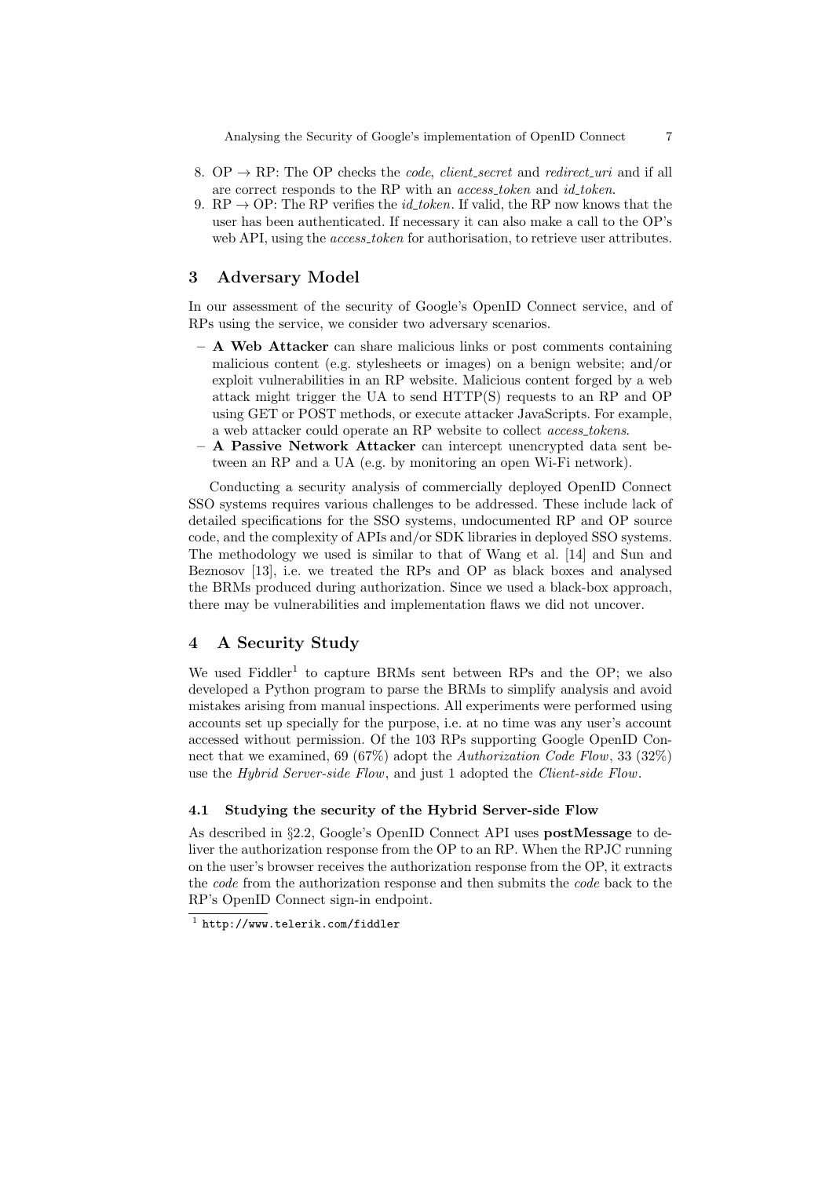8. OP → RP: The OP checks the *code*, *client_secret* and *redirect_uri* and if all are correct responds to the RP with an *access_token* and *id_token*.
9. RP → OP: The RP verifies the *id_token*. If valid, the RP now knows that the user has been authenticated. If necessary it can also make a call to the OP's web API, using the *access_token* for authorisation, to retrieve user attributes.

## 3 Adversary Model

In our assessment of the security of Google's OpenID Connect service, and of RPs using the service, we consider two adversary scenarios.

- **A Web Attacker** can share malicious links or post comments containing malicious content (e.g. stylesheets or images) on a benign website; and/or exploit vulnerabilities in an RP website. Malicious content forged by a web attack might trigger the UA to send HTTP(S) requests to an RP and OP using GET or POST methods, or execute attacker JavaScripts. For example, a web attacker could operate an RP website to collect *access_tokens*.
- **A Passive Network Attacker** can intercept unencrypted data sent between an RP and a UA (e.g. by monitoring an open Wi-Fi network).

Conducting a security analysis of commercially deployed OpenID Connect SSO systems requires various challenges to be addressed. These include lack of detailed specifications for the SSO systems, undocumented RP and OP source code, and the complexity of APIs and/or SDK libraries in deployed SSO systems. The methodology we used is similar to that of Wang et al. [14] and Sun and Beznosov [13], i.e. we treated the RPs and OP as black boxes and analysed the BRMs produced during authorization. Since we used a black-box approach, there may be vulnerabilities and implementation flaws we did not uncover.

## 4 A Security Study

We used Fiddler[1] to capture BRMs sent between RPs and the OP; we also developed a Python program to parse the BRMs to simplify analysis and avoid mistakes arising from manual inspections. All experiments were performed using accounts set up specially for the purpose, i.e. at no time was any user's account accessed without permission. Of the 103 RPs supporting Google OpenID Connect that we examined, 69 (67%) adopt the *Authorization Code Flow*, 33 (32%) use the *Hybrid Server-side Flow*, and just 1 adopted the *Client-side Flow*.

### 4.1 Studying the security of the Hybrid Server-side Flow

As described in §2.2, Google's OpenID Connect API uses **postMessage** to deliver the authorization response from the OP to an RP. When the RPJC running on the user's browser receives the authorization response from the OP, it extracts the *code* from the authorization response and then submits the *code* back to the RP's OpenID Connect sign-in endpoint.

[1] http://www.telerik.com/fiddler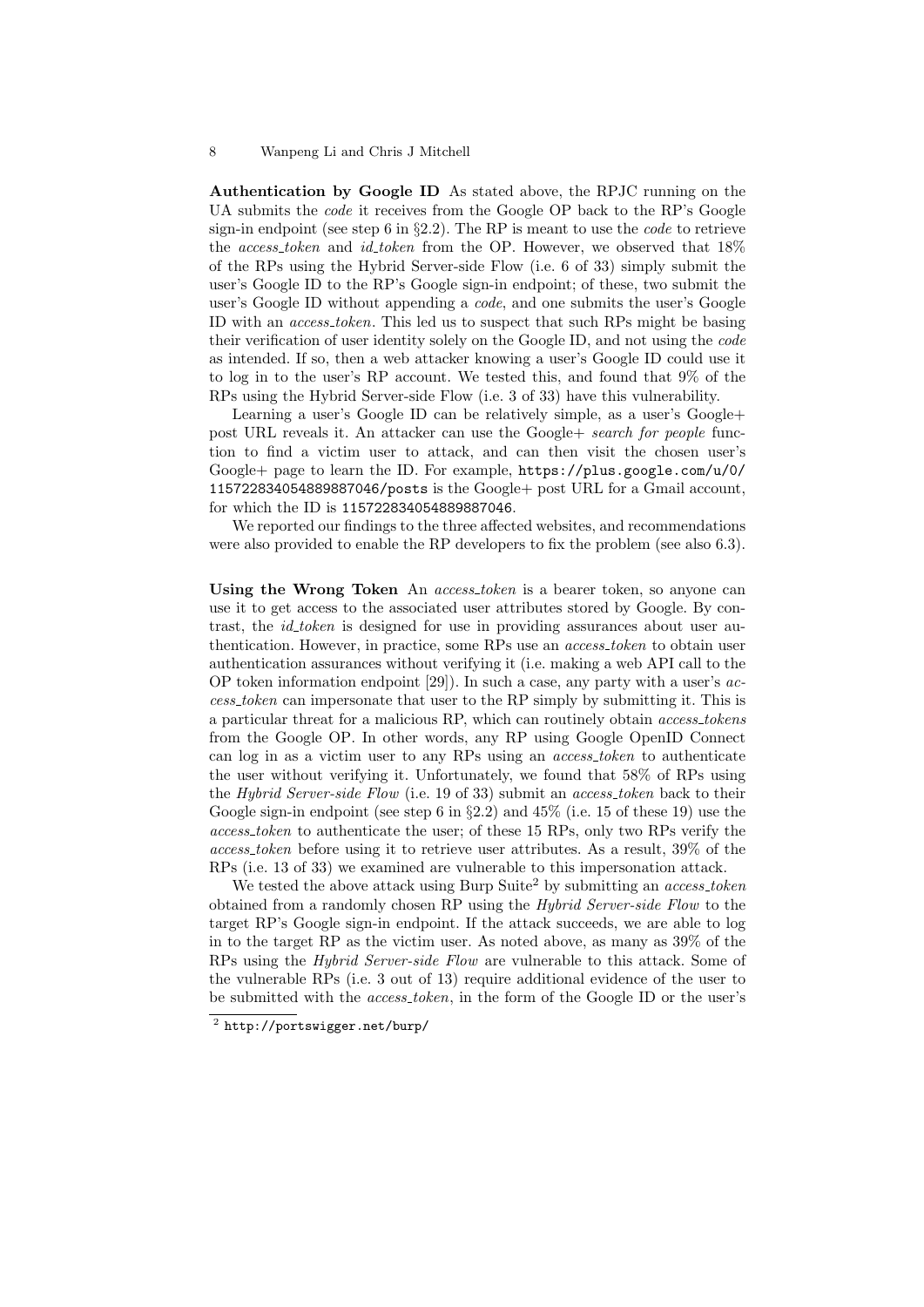**Authentication by Google ID** As stated above, the RPJC running on the UA submits the *code* it receives from the Google OP back to the RP's Google sign-in endpoint (see step 6 in §2.2). The RP is meant to use the *code* to retrieve the *access_token* and *id_token* from the OP. However, we observed that 18% of the RPs using the Hybrid Server-side Flow (i.e. 6 of 33) simply submit the user's Google ID to the RP's Google sign-in endpoint; of these, two submit the user's Google ID without appending a *code*, and one submits the user's Google ID with an *access_token*. This led us to suspect that such RPs might be basing their verification of user identity solely on the Google ID, and not using the *code* as intended. If so, then a web attacker knowing a user's Google ID could use it to log in to the user's RP account. We tested this, and found that 9% of the RPs using the Hybrid Server-side Flow (i.e. 3 of 33) have this vulnerability.

Learning a user's Google ID can be relatively simple, as a user's Google+ post URL reveals it. An attacker can use the Google+ *search for people* function to find a victim user to attack, and can then visit the chosen user's Google+ page to learn the ID. For example, `https://plus.google.com/u/0/115722834054889887046/posts` is the Google+ post URL for a Gmail account, for which the ID is `115722834054889887046`.

We reported our findings to the three affected websites, and recommendations were also provided to enable the RP developers to fix the problem (see also 6.3).

**Using the Wrong Token** An *access_token* is a bearer token, so anyone can use it to get access to the associated user attributes stored by Google. By contrast, the *id_token* is designed for use in providing assurances about user authentication. However, in practice, some RPs use an *access_token* to obtain user authentication assurances without verifying it (i.e. making a web API call to the OP token information endpoint [29]). In such a case, any party with a user's *access_token* can impersonate that user to the RP simply by submitting it. This is a particular threat for a malicious RP, which can routinely obtain *access_tokens* from the Google OP. In other words, any RP using Google OpenID Connect can log in as a victim user to any RPs using an *access_token* to authenticate the user without verifying it. Unfortunately, we found that 58% of RPs using the *Hybrid Server-side Flow* (i.e. 19 of 33) submit an *access_token* back to their Google sign-in endpoint (see step 6 in §2.2) and 45% (i.e. 15 of these 19) use the *access_token* to authenticate the user; of these 15 RPs, only two RPs verify the *access_token* before using it to retrieve user attributes. As a result, 39% of the RPs (i.e. 13 of 33) we examined are vulnerable to this impersonation attack.

We tested the above attack using Burp Suite[2] by submitting an *access_token* obtained from a randomly chosen RP using the *Hybrid Server-side Flow* to the target RP's Google sign-in endpoint. If the attack succeeds, we are able to log in to the target RP as the victim user. As noted above, as many as 39% of the RPs using the *Hybrid Server-side Flow* are vulnerable to this attack. Some of the vulnerable RPs (i.e. 3 out of 13) require additional evidence of the user to be submitted with the *access_token*, in the form of the Google ID or the user's

[2] `http://portswigger.net/burp/`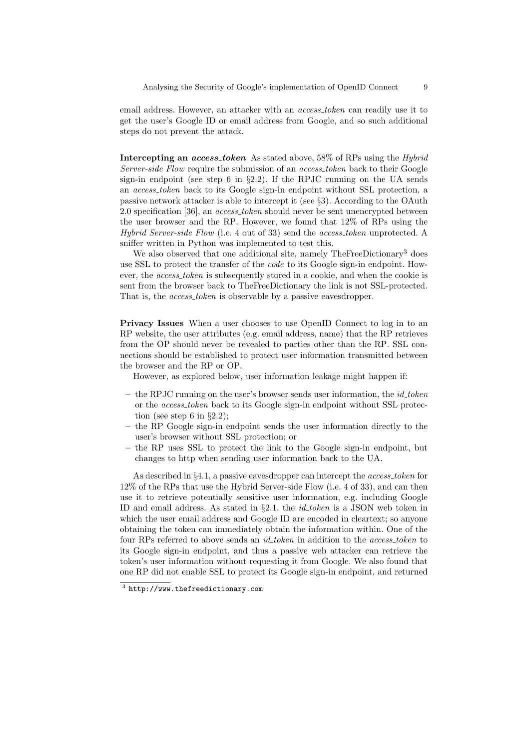email address. However, an attacker with an *access_token* can readily use it to get the user's Google ID or email address from Google, and so such additional steps do not prevent the attack.

**Intercepting an *access_token*** As stated above, 58% of RPs using the *Hybrid Server-side Flow* require the submission of an *access_token* back to their Google sign-in endpoint (see step 6 in §2.2). If the RPJC running on the UA sends an *access_token* back to its Google sign-in endpoint without SSL protection, a passive network attacker is able to intercept it (see §3). According to the OAuth 2.0 specification [36], an *access_token* should never be sent unencrypted between the user browser and the RP. However, we found that 12% of RPs using the *Hybrid Server-side Flow* (i.e. 4 out of 33) send the *access_token* unprotected. A sniffer written in Python was implemented to test this.

We also observed that one additional site, namely TheFreeDictionary[3] does use SSL to protect the transfer of the *code* to its Google sign-in endpoint. However, the *access_token* is subsequently stored in a cookie, and when the cookie is sent from the browser back to TheFreeDictionary the link is not SSL-protected. That is, the *access_token* is observable by a passive eavesdropper.

**Privacy Issues** When a user chooses to use OpenID Connect to log in to an RP website, the user attributes (e.g. email address, name) that the RP retrieves from the OP should never be revealed to parties other than the RP. SSL connections should be established to protect user information transmitted between the browser and the RP or OP.

However, as explored below, user information leakage might happen if:

- the RPJC running on the user's browser sends user information, the *id_token* or the *access_token* back to its Google sign-in endpoint without SSL protection (see step 6 in §2.2);
- the RP Google sign-in endpoint sends the user information directly to the user's browser without SSL protection; or
- the RP uses SSL to protect the link to the Google sign-in endpoint, but changes to http when sending user information back to the UA.

As described in §4.1, a passive eavesdropper can intercept the *access_token* for 12% of the RPs that use the Hybrid Server-side Flow (i.e. 4 of 33), and can then use it to retrieve potentially sensitive user information, e.g. including Google ID and email address. As stated in §2.1, the *id_token* is a JSON web token in which the user email address and Google ID are encoded in cleartext; so anyone obtaining the token can immediately obtain the information within. One of the four RPs referred to above sends an *id_token* in addition to the *access_token* to its Google sign-in endpoint, and thus a passive web attacker can retrieve the token's user information without requesting it from Google. We also found that one RP did not enable SSL to protect its Google sign-in endpoint, and returned

[3] http://www.thefreedictionary.com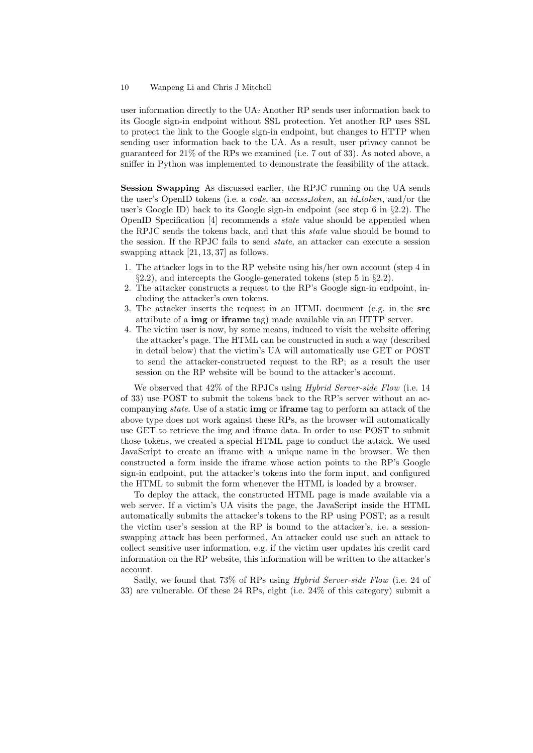user information directly to the UA. Another RP sends user information back to its Google sign-in endpoint without SSL protection. Yet another RP uses SSL to protect the link to the Google sign-in endpoint, but changes to HTTP when sending user information back to the UA. As a result, user privacy cannot be guaranteed for 21% of the RPs we examined (i.e. 7 out of 33). As noted above, a sniffer in Python was implemented to demonstrate the feasibility of the attack.

**Session Swapping** As discussed earlier, the RPJC running on the UA sends the user's OpenID tokens (i.e. a *code*, an *access_token*, an *id_token*, and/or the user's Google ID) back to its Google sign-in endpoint (see step 6 in §2.2). The OpenID Specification [4] recommends a *state* value should be appended when the RPJC sends the tokens back, and that this *state* value should be bound to the session. If the RPJC fails to send *state*, an attacker can execute a session swapping attack [21, 13, 37] as follows.

1. The attacker logs in to the RP website using his/her own account (step 4 in §2.2), and intercepts the Google-generated tokens (step 5 in §2.2).
2. The attacker constructs a request to the RP's Google sign-in endpoint, including the attacker's own tokens.
3. The attacker inserts the request in an HTML document (e.g. in the **src** attribute of a **img** or **iframe** tag) made available via an HTTP server.
4. The victim user is now, by some means, induced to visit the website offering the attacker's page. The HTML can be constructed in such a way (described in detail below) that the victim's UA will automatically use GET or POST to send the attacker-constructed request to the RP; as a result the user session on the RP website will be bound to the attacker's account.

We observed that 42% of the RPJCs using *Hybrid Server-side Flow* (i.e. 14 of 33) use POST to submit the tokens back to the RP's server without an accompanying *state*. Use of a static **img** or **iframe** tag to perform an attack of the above type does not work against these RPs, as the browser will automatically use GET to retrieve the img and iframe data. In order to use POST to submit those tokens, we created a special HTML page to conduct the attack. We used JavaScript to create an iframe with a unique name in the browser. We then constructed a form inside the iframe whose action points to the RP's Google sign-in endpoint, put the attacker's tokens into the form input, and configured the HTML to submit the form whenever the HTML is loaded by a browser.

To deploy the attack, the constructed HTML page is made available via a web server. If a victim's UA visits the page, the JavaScript inside the HTML automatically submits the attacker's tokens to the RP using POST; as a result the victim user's session at the RP is bound to the attacker's, i.e. a session-swapping attack has been performed. An attacker could use such an attack to collect sensitive user information, e.g. if the victim user updates his credit card information on the RP website, this information will be written to the attacker's account.

Sadly, we found that 73% of RPs using *Hybrid Server-side Flow* (i.e. 24 of 33) are vulnerable. Of these 24 RPs, eight (i.e. 24% of this category) submit a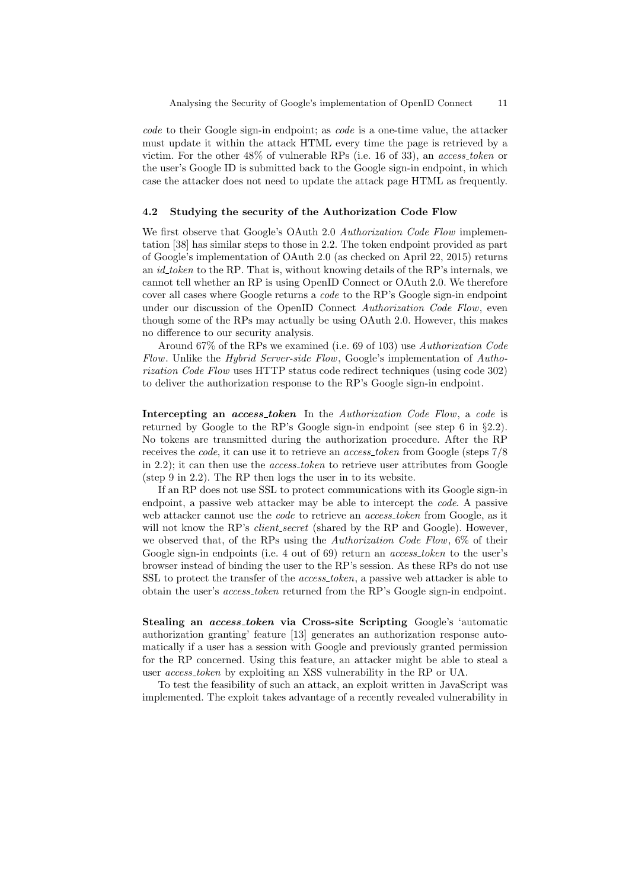*code* to their Google sign-in endpoint; as *code* is a one-time value, the attacker must update it within the attack HTML every time the page is retrieved by a victim. For the other 48% of vulnerable RPs (i.e. 16 of 33), an *access_token* or the user's Google ID is submitted back to the Google sign-in endpoint, in which case the attacker does not need to update the attack page HTML as frequently.

### 4.2 Studying the security of the Authorization Code Flow

We first observe that Google's OAuth 2.0 *Authorization Code Flow* implementation [38] has similar steps to those in 2.2. The token endpoint provided as part of Google's implementation of OAuth 2.0 (as checked on April 22, 2015) returns an *id_token* to the RP. That is, without knowing details of the RP's internals, we cannot tell whether an RP is using OpenID Connect or OAuth 2.0. We therefore cover all cases where Google returns a *code* to the RP's Google sign-in endpoint under our discussion of the OpenID Connect *Authorization Code Flow*, even though some of the RPs may actually be using OAuth 2.0. However, this makes no difference to our security analysis.

Around 67% of the RPs we examined (i.e. 69 of 103) use *Authorization Code Flow*. Unlike the *Hybrid Server-side Flow*, Google's implementation of *Authorization Code Flow* uses HTTP status code redirect techniques (using code 302) to deliver the authorization response to the RP's Google sign-in endpoint.

**Intercepting an *access_token*** In the *Authorization Code Flow*, a *code* is returned by Google to the RP's Google sign-in endpoint (see step 6 in §2.2). No tokens are transmitted during the authorization procedure. After the RP receives the *code*, it can use it to retrieve an *access_token* from Google (steps 7/8 in 2.2); it can then use the *access_token* to retrieve user attributes from Google (step 9 in 2.2). The RP then logs the user in to its website.

If an RP does not use SSL to protect communications with its Google sign-in endpoint, a passive web attacker may be able to intercept the *code*. A passive web attacker cannot use the *code* to retrieve an *access_token* from Google, as it will not know the RP's *client_secret* (shared by the RP and Google). However, we observed that, of the RPs using the *Authorization Code Flow*, 6% of their Google sign-in endpoints (i.e. 4 out of 69) return an *access_token* to the user's browser instead of binding the user to the RP's session. As these RPs do not use SSL to protect the transfer of the *access_token*, a passive web attacker is able to obtain the user's *access_token* returned from the RP's Google sign-in endpoint.

**Stealing an *access_token* via Cross-site Scripting** Google's 'automatic authorization granting' feature [13] generates an authorization response automatically if a user has a session with Google and previously granted permission for the RP concerned. Using this feature, an attacker might be able to steal a user *access_token* by exploiting an XSS vulnerability in the RP or UA.

To test the feasibility of such an attack, an exploit written in JavaScript was implemented. The exploit takes advantage of a recently revealed vulnerability in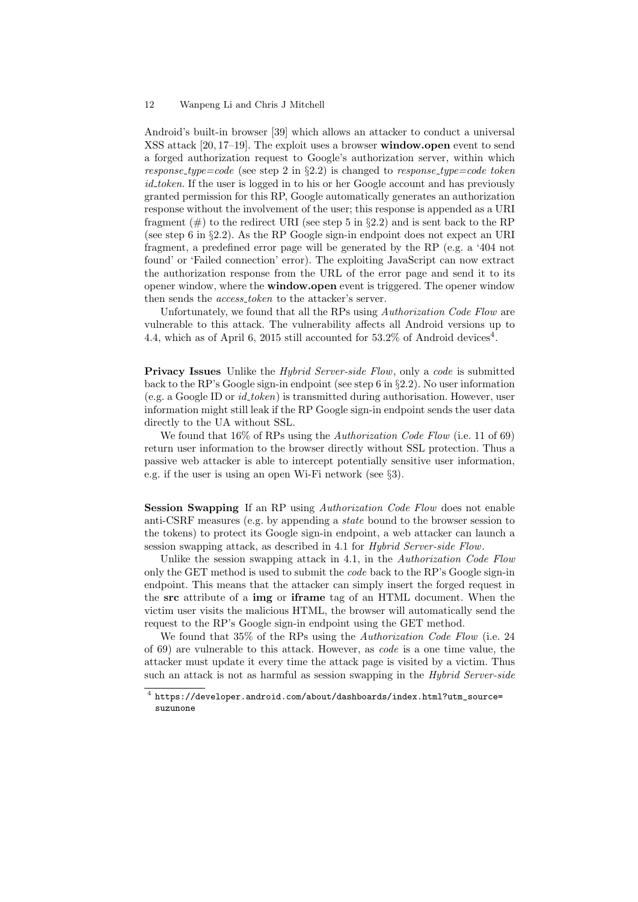Android's built-in browser [39] which allows an attacker to conduct a universal XSS attack [20, 17–19]. The exploit uses a browser **window.open** event to send a forged authorization request to Google's authorization server, within which *response_type=code* (see step 2 in §2.2) is changed to *response_type=code token id_token*. If the user is logged in to his or her Google account and has previously granted permission for this RP, Google automatically generates an authorization response without the involvement of the user; this response is appended as a URI fragment (#) to the redirect URI (see step 5 in §2.2) and is sent back to the RP (see step 6 in §2.2). As the RP Google sign-in endpoint does not expect an URI fragment, a predefined error page will be generated by the RP (e.g. a '404 not found' or 'Failed connection' error). The exploiting JavaScript can now extract the authorization response from the URL of the error page and send it to its opener window, where the **window.open** event is triggered. The opener window then sends the *access_token* to the attacker's server.

Unfortunately, we found that all the RPs using *Authorization Code Flow* are vulnerable to this attack. The vulnerability affects all Android versions up to 4.4, which as of April 6, 2015 still accounted for 53.2% of Android devices[4].

**Privacy Issues** Unlike the *Hybrid Server-side Flow*, only a *code* is submitted back to the RP's Google sign-in endpoint (see step 6 in §2.2). No user information (e.g. a Google ID or *id_token*) is transmitted during authorisation. However, user information might still leak if the RP Google sign-in endpoint sends the user data directly to the UA without SSL.

We found that 16% of RPs using the *Authorization Code Flow* (i.e. 11 of 69) return user information to the browser directly without SSL protection. Thus a passive web attacker is able to intercept potentially sensitive user information, e.g. if the user is using an open Wi-Fi network (see §3).

**Session Swapping** If an RP using *Authorization Code Flow* does not enable anti-CSRF measures (e.g. by appending a *state* bound to the browser session to the tokens) to protect its Google sign-in endpoint, a web attacker can launch a session swapping attack, as described in 4.1 for *Hybrid Server-side Flow*.

Unlike the session swapping attack in 4.1, in the *Authorization Code Flow* only the GET method is used to submit the *code* back to the RP's Google sign-in endpoint. This means that the attacker can simply insert the forged request in the **src** attribute of a **img** or **iframe** tag of an HTML document. When the victim user visits the malicious HTML, the browser will automatically send the request to the RP's Google sign-in endpoint using the GET method.

We found that 35% of the RPs using the *Authorization Code Flow* (i.e. 24 of 69) are vulnerable to this attack. However, as *code* is a one time value, the attacker must update it every time the attack page is visited by a victim. Thus such an attack is not as harmful as session swapping in the *Hybrid Server-side*

[4] `https://developer.android.com/about/dashboards/index.html?utm_source=suzunone`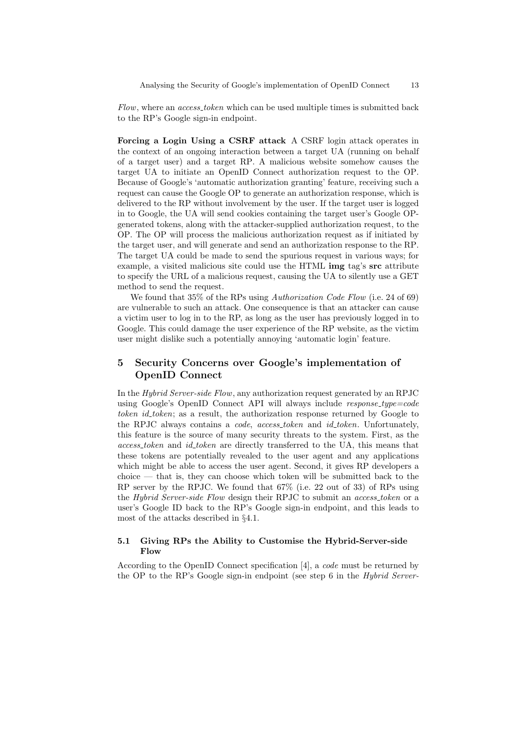*Flow*, where an *access_token* which can be used multiple times is submitted back to the RP's Google sign-in endpoint.

**Forcing a Login Using a CSRF attack** A CSRF login attack operates in the context of an ongoing interaction between a target UA (running on behalf of a target user) and a target RP. A malicious website somehow causes the target UA to initiate an OpenID Connect authorization request to the OP. Because of Google's 'automatic authorization granting' feature, receiving such a request can cause the Google OP to generate an authorization response, which is delivered to the RP without involvement by the user. If the target user is logged in to Google, the UA will send cookies containing the target user's Google OP-generated tokens, along with the attacker-supplied authorization request, to the OP. The OP will process the malicious authorization request as if initiated by the target user, and will generate and send an authorization response to the RP. The target UA could be made to send the spurious request in various ways; for example, a visited malicious site could use the HTML **img** tag's **src** attribute to specify the URL of a malicious request, causing the UA to silently use a GET method to send the request.

We found that 35% of the RPs using *Authorization Code Flow* (i.e. 24 of 69) are vulnerable to such an attack. One consequence is that an attacker can cause a victim user to log in to the RP, as long as the user has previously logged in to Google. This could damage the user experience of the RP website, as the victim user might dislike such a potentially annoying 'automatic login' feature.

## 5 Security Concerns over Google's implementation of OpenID Connect

In the *Hybrid Server-side Flow*, any authorization request generated by an RPJC using Google's OpenID Connect API will always include *response_type=code token id_token*; as a result, the authorization response returned by Google to the RPJC always contains a *code*, *access_token* and *id_token*. Unfortunately, this feature is the source of many security threats to the system. First, as the *access_token* and *id_token* are directly transferred to the UA, this means that these tokens are potentially revealed to the user agent and any applications which might be able to access the user agent. Second, it gives RP developers a choice — that is, they can choose which token will be submitted back to the RP server by the RPJC. We found that 67% (i.e. 22 out of 33) of RPs using the *Hybrid Server-side Flow* design their RPJC to submit an *access_token* or a user's Google ID back to the RP's Google sign-in endpoint, and this leads to most of the attacks described in §4.1.

### 5.1 Giving RPs the Ability to Customise the Hybrid-Server-side Flow

According to the OpenID Connect specification [4], a *code* must be returned by the OP to the RP's Google sign-in endpoint (see step 6 in the *Hybrid Server-*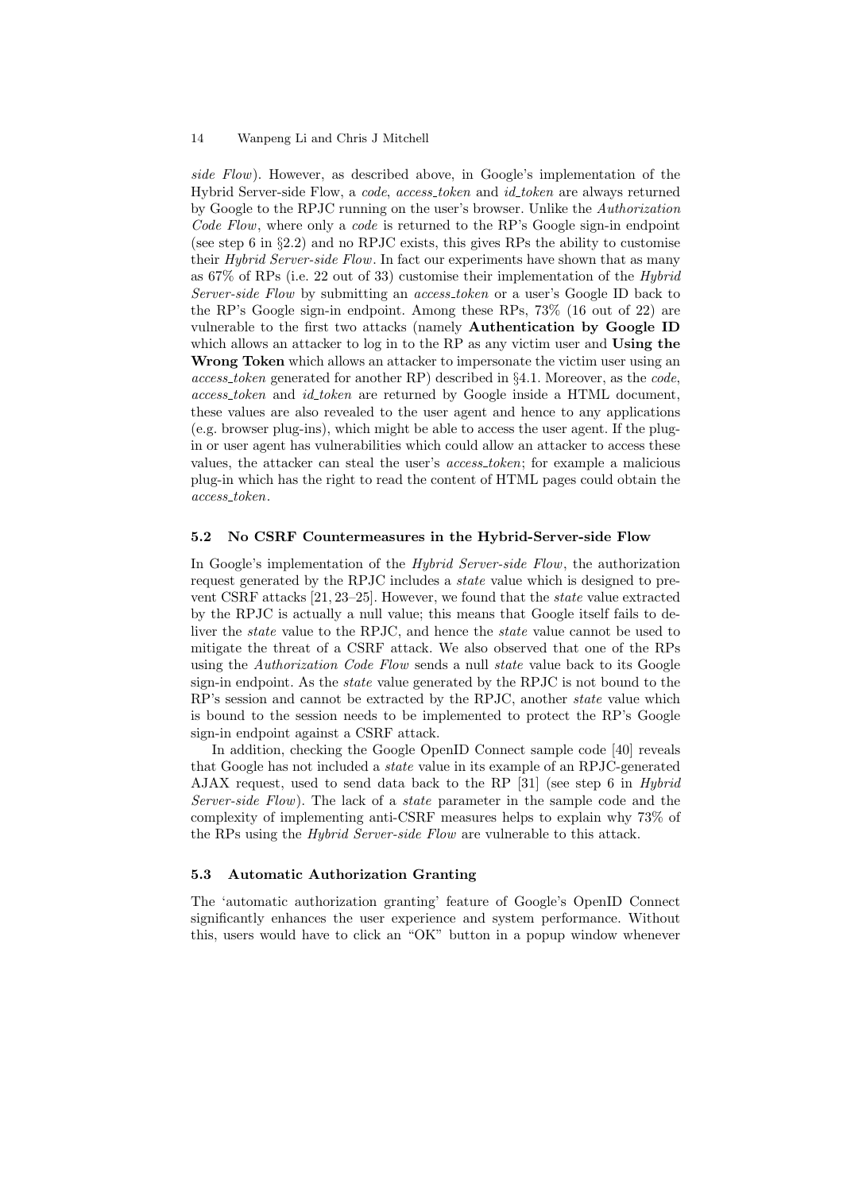*side Flow*). However, as described above, in Google's implementation of the Hybrid Server-side Flow, a *code*, *access_token* and *id_token* are always returned by Google to the RPJC running on the user's browser. Unlike the *Authorization Code Flow*, where only a *code* is returned to the RP's Google sign-in endpoint (see step 6 in §2.2) and no RPJC exists, this gives RPs the ability to customise their *Hybrid Server-side Flow*. In fact our experiments have shown that as many as 67% of RPs (i.e. 22 out of 33) customise their implementation of the *Hybrid Server-side Flow* by submitting an *access_token* or a user's Google ID back to the RP's Google sign-in endpoint. Among these RPs, 73% (16 out of 22) are vulnerable to the first two attacks (namely **Authentication by Google ID** which allows an attacker to log in to the RP as any victim user and **Using the Wrong Token** which allows an attacker to impersonate the victim user using an *access_token* generated for another RP) described in §4.1. Moreover, as the *code*, *access_token* and *id_token* are returned by Google inside a HTML document, these values are also revealed to the user agent and hence to any applications (e.g. browser plug-ins), which might be able to access the user agent. If the plug-in or user agent has vulnerabilities which could allow an attacker to access these values, the attacker can steal the user's *access_token*; for example a malicious plug-in which has the right to read the content of HTML pages could obtain the *access_token*.

### 5.2 No CSRF Countermeasures in the Hybrid-Server-side Flow

In Google's implementation of the *Hybrid Server-side Flow*, the authorization request generated by the RPJC includes a *state* value which is designed to prevent CSRF attacks [21, 23–25]. However, we found that the *state* value extracted by the RPJC is actually a null value; this means that Google itself fails to deliver the *state* value to the RPJC, and hence the *state* value cannot be used to mitigate the threat of a CSRF attack. We also observed that one of the RPs using the *Authorization Code Flow* sends a null *state* value back to its Google sign-in endpoint. As the *state* value generated by the RPJC is not bound to the RP's session and cannot be extracted by the RPJC, another *state* value which is bound to the session needs to be implemented to protect the RP's Google sign-in endpoint against a CSRF attack.

In addition, checking the Google OpenID Connect sample code [40] reveals that Google has not included a *state* value in its example of an RPJC-generated AJAX request, used to send data back to the RP [31] (see step 6 in *Hybrid Server-side Flow*). The lack of a *state* parameter in the sample code and the complexity of implementing anti-CSRF measures helps to explain why 73% of the RPs using the *Hybrid Server-side Flow* are vulnerable to this attack.

### 5.3 Automatic Authorization Granting

The 'automatic authorization granting' feature of Google's OpenID Connect significantly enhances the user experience and system performance. Without this, users would have to click an "OK" button in a popup window whenever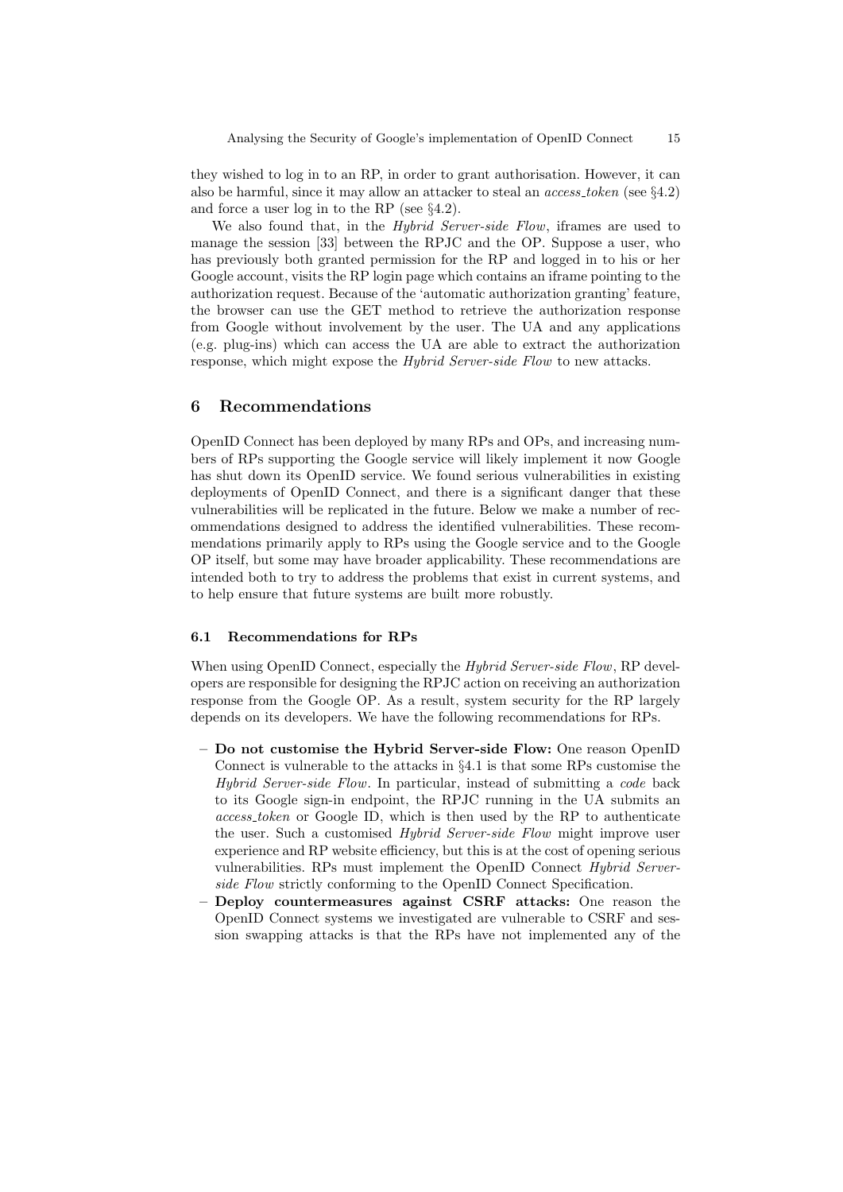they wished to log in to an RP, in order to grant authorisation. However, it can also be harmful, since it may allow an attacker to steal an *access_token* (see §4.2) and force a user log in to the RP (see §4.2).

We also found that, in the *Hybrid Server-side Flow*, iframes are used to manage the session [33] between the RPJC and the OP. Suppose a user, who has previously both granted permission for the RP and logged in to his or her Google account, visits the RP login page which contains an iframe pointing to the authorization request. Because of the 'automatic authorization granting' feature, the browser can use the GET method to retrieve the authorization response from Google without involvement by the user. The UA and any applications (e.g. plug-ins) which can access the UA are able to extract the authorization response, which might expose the *Hybrid Server-side Flow* to new attacks.

## 6 Recommendations

OpenID Connect has been deployed by many RPs and OPs, and increasing numbers of RPs supporting the Google service will likely implement it now Google has shut down its OpenID service. We found serious vulnerabilities in existing deployments of OpenID Connect, and there is a significant danger that these vulnerabilities will be replicated in the future. Below we make a number of recommendations designed to address the identified vulnerabilities. These recommendations primarily apply to RPs using the Google service and to the Google OP itself, but some may have broader applicability. These recommendations are intended both to try to address the problems that exist in current systems, and to help ensure that future systems are built more robustly.

### 6.1 Recommendations for RPs

When using OpenID Connect, especially the *Hybrid Server-side Flow*, RP developers are responsible for designing the RPJC action on receiving an authorization response from the Google OP. As a result, system security for the RP largely depends on its developers. We have the following recommendations for RPs.

- **Do not customise the Hybrid Server-side Flow:** One reason OpenID Connect is vulnerable to the attacks in §4.1 is that some RPs customise the *Hybrid Server-side Flow*. In particular, instead of submitting a *code* back to its Google sign-in endpoint, the RPJC running in the UA submits an *access_token* or Google ID, which is then used by the RP to authenticate the user. Such a customised *Hybrid Server-side Flow* might improve user experience and RP website efficiency, but this is at the cost of opening serious vulnerabilities. RPs must implement the OpenID Connect *Hybrid Server-side Flow* strictly conforming to the OpenID Connect Specification.
- **Deploy countermeasures against CSRF attacks:** One reason the OpenID Connect systems we investigated are vulnerable to CSRF and session swapping attacks is that the RPs have not implemented any of the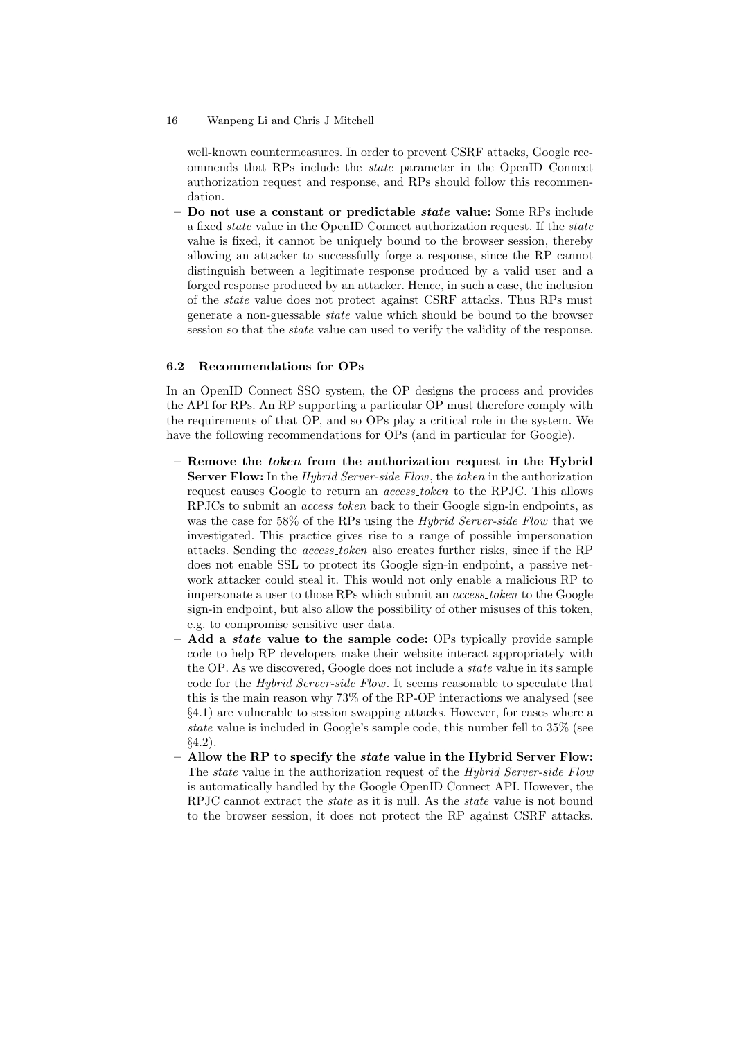well-known countermeasures. In order to prevent CSRF attacks, Google recommends that RPs include the *state* parameter in the OpenID Connect authorization request and response, and RPs should follow this recommendation.

- **Do not use a constant or predictable *state* value:** Some RPs include a fixed *state* value in the OpenID Connect authorization request. If the *state* value is fixed, it cannot be uniquely bound to the browser session, thereby allowing an attacker to successfully forge a response, since the RP cannot distinguish between a legitimate response produced by a valid user and a forged response produced by an attacker. Hence, in such a case, the inclusion of the *state* value does not protect against CSRF attacks. Thus RPs must generate a non-guessable *state* value which should be bound to the browser session so that the *state* value can used to verify the validity of the response.

### 6.2 Recommendations for OPs

In an OpenID Connect SSO system, the OP designs the process and provides the API for RPs. An RP supporting a particular OP must therefore comply with the requirements of that OP, and so OPs play a critical role in the system. We have the following recommendations for OPs (and in particular for Google).

- **Remove the *token* from the authorization request in the Hybrid Server Flow:** In the *Hybrid Server-side Flow*, the *token* in the authorization request causes Google to return an *access_token* to the RPJC. This allows RPJCs to submit an *access_token* back to their Google sign-in endpoints, as was the case for 58% of the RPs using the *Hybrid Server-side Flow* that we investigated. This practice gives rise to a range of possible impersonation attacks. Sending the *access_token* also creates further risks, since if the RP does not enable SSL to protect its Google sign-in endpoint, a passive network attacker could steal it. This would not only enable a malicious RP to impersonate a user to those RPs which submit an *access_token* to the Google sign-in endpoint, but also allow the possibility of other misuses of this token, e.g. to compromise sensitive user data.
- **Add a *state* value to the sample code:** OPs typically provide sample code to help RP developers make their website interact appropriately with the OP. As we discovered, Google does not include a *state* value in its sample code for the *Hybrid Server-side Flow*. It seems reasonable to speculate that this is the main reason why 73% of the RP-OP interactions we analysed (see §4.1) are vulnerable to session swapping attacks. However, for cases where a *state* value is included in Google's sample code, this number fell to 35% (see §4.2).
- **Allow the RP to specify the *state* value in the Hybrid Server Flow:** The *state* value in the authorization request of the *Hybrid Server-side Flow* is automatically handled by the Google OpenID Connect API. However, the RPJC cannot extract the *state* as it is null. As the *state* value is not bound to the browser session, it does not protect the RP against CSRF attacks.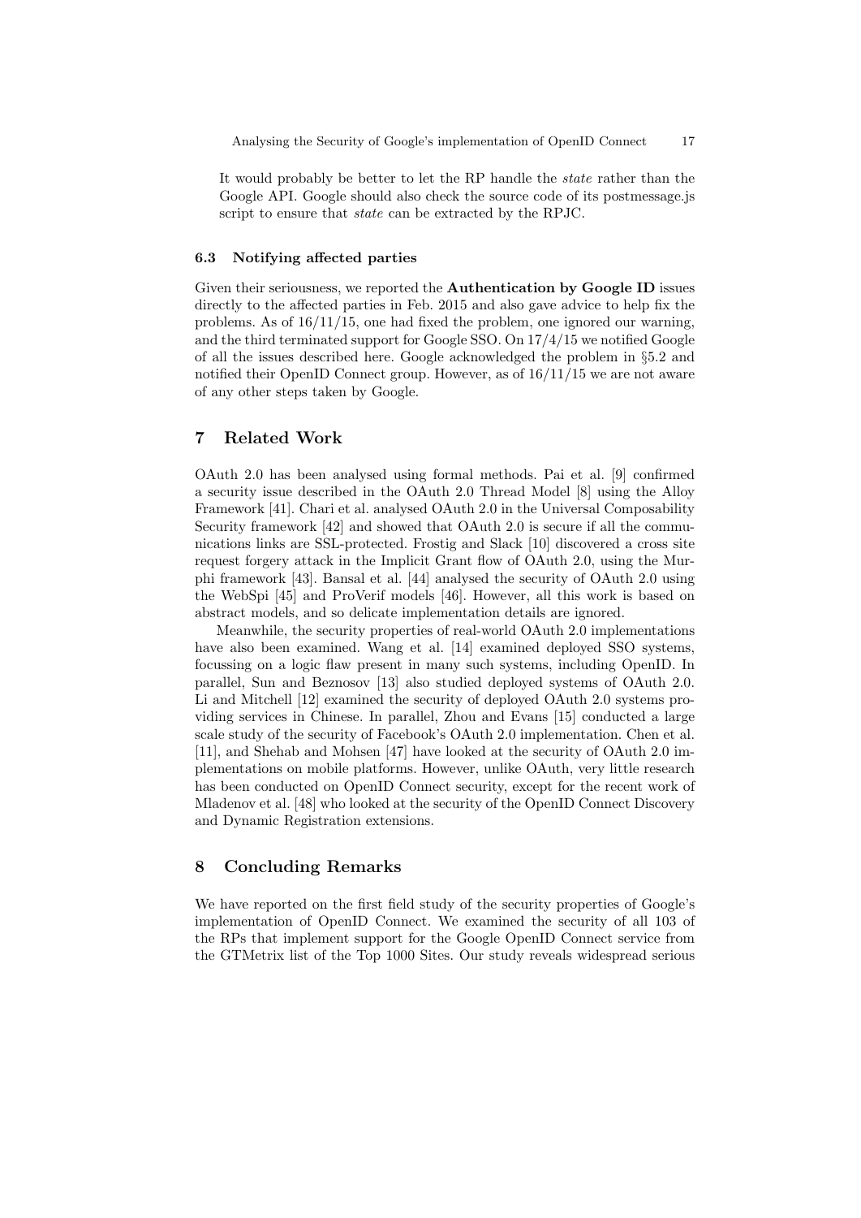It would probably be better to let the RP handle the *state* rather than the Google API. Google should also check the source code of its postmessage.js script to ensure that *state* can be extracted by the RPJC.

### 6.3 Notifying affected parties

Given their seriousness, we reported the **Authentication by Google ID** issues directly to the affected parties in Feb. 2015 and also gave advice to help fix the problems. As of 16/11/15, one had fixed the problem, one ignored our warning, and the third terminated support for Google SSO. On 17/4/15 we notified Google of all the issues described here. Google acknowledged the problem in §5.2 and notified their OpenID Connect group. However, as of 16/11/15 we are not aware of any other steps taken by Google.

## 7 Related Work

OAuth 2.0 has been analysed using formal methods. Pai et al. [9] confirmed a security issue described in the OAuth 2.0 Thread Model [8] using the Alloy Framework [41]. Chari et al. analysed OAuth 2.0 in the Universal Composability Security framework [42] and showed that OAuth 2.0 is secure if all the communications links are SSL-protected. Frostig and Slack [10] discovered a cross site request forgery attack in the Implicit Grant flow of OAuth 2.0, using the Murphi framework [43]. Bansal et al. [44] analysed the security of OAuth 2.0 using the WebSpi [45] and ProVerif models [46]. However, all this work is based on abstract models, and so delicate implementation details are ignored.

Meanwhile, the security properties of real-world OAuth 2.0 implementations have also been examined. Wang et al. [14] examined deployed SSO systems, focussing on a logic flaw present in many such systems, including OpenID. In parallel, Sun and Beznosov [13] also studied deployed systems of OAuth 2.0. Li and Mitchell [12] examined the security of deployed OAuth 2.0 systems providing services in Chinese. In parallel, Zhou and Evans [15] conducted a large scale study of the security of Facebook's OAuth 2.0 implementation. Chen et al. [11], and Shehab and Mohsen [47] have looked at the security of OAuth 2.0 implementations on mobile platforms. However, unlike OAuth, very little research has been conducted on OpenID Connect security, except for the recent work of Mladenov et al. [48] who looked at the security of the OpenID Connect Discovery and Dynamic Registration extensions.

## 8 Concluding Remarks

We have reported on the first field study of the security properties of Google's implementation of OpenID Connect. We examined the security of all 103 of the RPs that implement support for the Google OpenID Connect service from the GTMetrix list of the Top 1000 Sites. Our study reveals widespread serious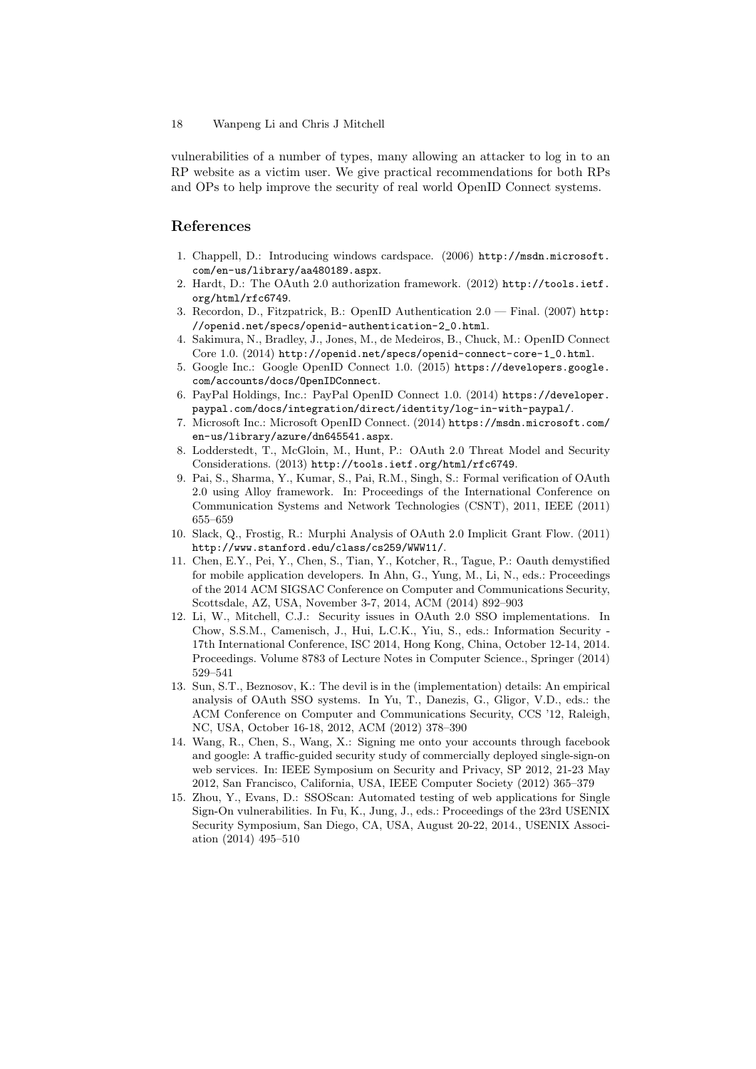vulnerabilities of a number of types, many allowing an attacker to log in to an RP website as a victim user. We give practical recommendations for both RPs and OPs to help improve the security of real world OpenID Connect systems.

## References

1. Chappell, D.: Introducing windows cardspace. (2006) http://msdn.microsoft.com/en-us/library/aa480189.aspx.
2. Hardt, D.: The OAuth 2.0 authorization framework. (2012) http://tools.ietf.org/html/rfc6749.
3. Recordon, D., Fitzpatrick, B.: OpenID Authentication 2.0 — Final. (2007) http://openid.net/specs/openid-authentication-2_0.html.
4. Sakimura, N., Bradley, J., Jones, M., de Medeiros, B., Chuck, M.: OpenID Connect Core 1.0. (2014) http://openid.net/specs/openid-connect-core-1_0.html.
5. Google Inc.: Google OpenID Connect 1.0. (2015) https://developers.google.com/accounts/docs/OpenIDConnect.
6. PayPal Holdings, Inc.: PayPal OpenID Connect 1.0. (2014) https://developer.paypal.com/docs/integration/direct/identity/log-in-with-paypal/.
7. Microsoft Inc.: Microsoft OpenID Connect. (2014) https://msdn.microsoft.com/en-us/library/azure/dn645541.aspx.
8. Lodderstedt, T., McGloin, M., Hunt, P.: OAuth 2.0 Threat Model and Security Considerations. (2013) http://tools.ietf.org/html/rfc6749.
9. Pai, S., Sharma, Y., Kumar, S., Pai, R.M., Singh, S.: Formal verification of OAuth 2.0 using Alloy framework. In: Proceedings of the International Conference on Communication Systems and Network Technologies (CSNT), 2011, IEEE (2011) 655–659
10. Slack, Q., Frostig, R.: Murphi Analysis of OAuth 2.0 Implicit Grant Flow. (2011) http://www.stanford.edu/class/cs259/WWW11/.
11. Chen, E.Y., Pei, Y., Chen, S., Tian, Y., Kotcher, R., Tague, P.: Oauth demystified for mobile application developers. In Ahn, G., Yung, M., Li, N., eds.: Proceedings of the 2014 ACM SIGSAC Conference on Computer and Communications Security, Scottsdale, AZ, USA, November 3-7, 2014, ACM (2014) 892–903
12. Li, W., Mitchell, C.J.: Security issues in OAuth 2.0 SSO implementations. In Chow, S.S.M., Camenisch, J., Hui, L.C.K., Yiu, S., eds.: Information Security - 17th International Conference, ISC 2014, Hong Kong, China, October 12-14, 2014. Proceedings. Volume 8783 of Lecture Notes in Computer Science., Springer (2014) 529–541
13. Sun, S.T., Beznosov, K.: The devil is in the (implementation) details: An empirical analysis of OAuth SSO systems. In Yu, T., Danezis, G., Gligor, V.D., eds.: the ACM Conference on Computer and Communications Security, CCS '12, Raleigh, NC, USA, October 16-18, 2012, ACM (2012) 378–390
14. Wang, R., Chen, S., Wang, X.: Signing me onto your accounts through facebook and google: A traffic-guided security study of commercially deployed single-sign-on web services. In: IEEE Symposium on Security and Privacy, SP 2012, 21-23 May 2012, San Francisco, California, USA, IEEE Computer Society (2012) 365–379
15. Zhou, Y., Evans, D.: SSOScan: Automated testing of web applications for Single Sign-On vulnerabilities. In Fu, K., Jung, J., eds.: Proceedings of the 23rd USENIX Security Symposium, San Diego, CA, USA, August 20-22, 2014., USENIX Association (2014) 495–510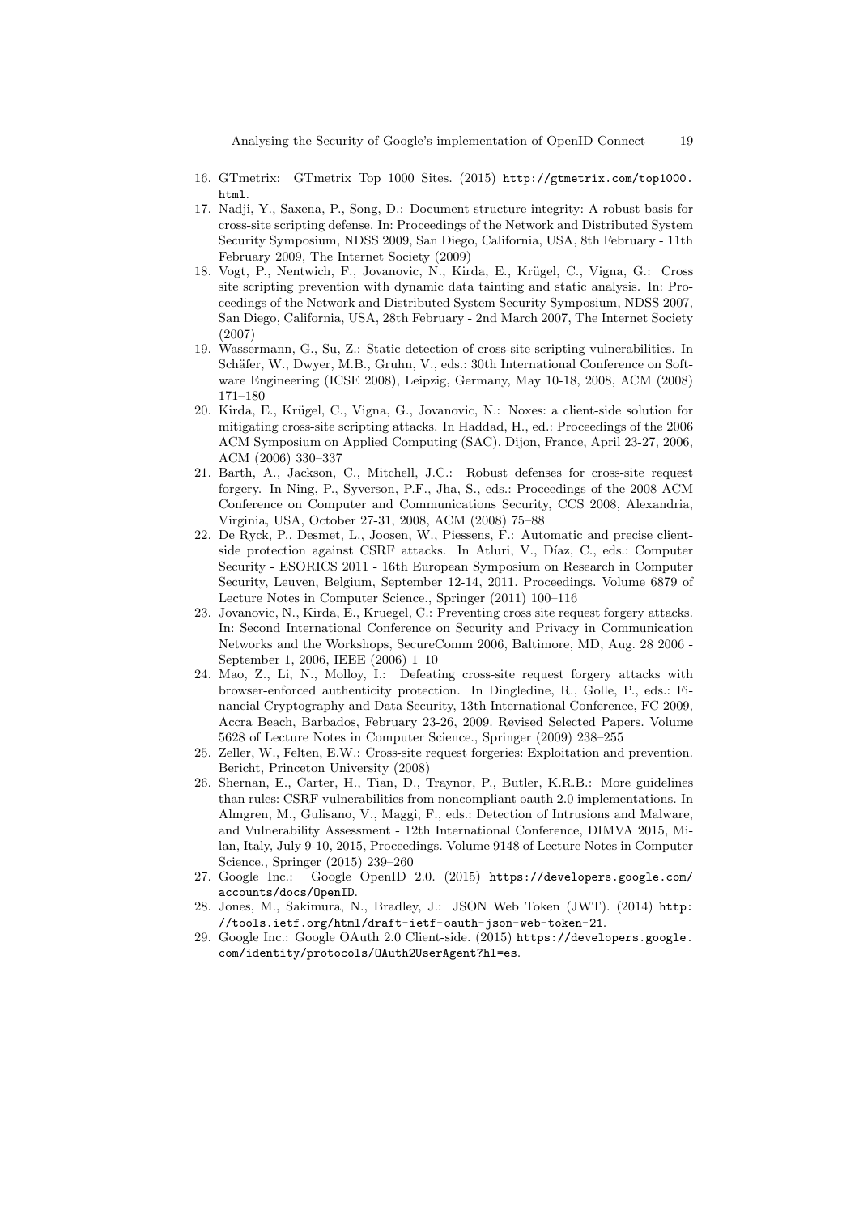16. GTmetrix: GTmetrix Top 1000 Sites. (2015) http://gtmetrix.com/top1000.html.
17. Nadji, Y., Saxena, P., Song, D.: Document structure integrity: A robust basis for cross-site scripting defense. In: Proceedings of the Network and Distributed System Security Symposium, NDSS 2009, San Diego, California, USA, 8th February - 11th February 2009, The Internet Society (2009)
18. Vogt, P., Nentwich, F., Jovanovic, N., Kirda, E., Krügel, C., Vigna, G.: Cross site scripting prevention with dynamic data tainting and static analysis. In: Proceedings of the Network and Distributed System Security Symposium, NDSS 2007, San Diego, California, USA, 28th February - 2nd March 2007, The Internet Society (2007)
19. Wassermann, G., Su, Z.: Static detection of cross-site scripting vulnerabilities. In Schäfer, W., Dwyer, M.B., Gruhn, V., eds.: 30th International Conference on Software Engineering (ICSE 2008), Leipzig, Germany, May 10-18, 2008, ACM (2008) 171–180
20. Kirda, E., Krügel, C., Vigna, G., Jovanovic, N.: Noxes: a client-side solution for mitigating cross-site scripting attacks. In Haddad, H., ed.: Proceedings of the 2006 ACM Symposium on Applied Computing (SAC), Dijon, France, April 23-27, 2006, ACM (2006) 330–337
21. Barth, A., Jackson, C., Mitchell, J.C.: Robust defenses for cross-site request forgery. In Ning, P., Syverson, P.F., Jha, S., eds.: Proceedings of the 2008 ACM Conference on Computer and Communications Security, CCS 2008, Alexandria, Virginia, USA, October 27-31, 2008, ACM (2008) 75–88
22. De Ryck, P., Desmet, L., Joosen, W., Piessens, F.: Automatic and precise client-side protection against CSRF attacks. In Atluri, V., Díaz, C., eds.: Computer Security - ESORICS 2011 - 16th European Symposium on Research in Computer Security, Leuven, Belgium, September 12-14, 2011. Proceedings. Volume 6879 of Lecture Notes in Computer Science., Springer (2011) 100–116
23. Jovanovic, N., Kirda, E., Kruegel, C.: Preventing cross site request forgery attacks. In: Second International Conference on Security and Privacy in Communication Networks and the Workshops, SecureComm 2006, Baltimore, MD, Aug. 28 2006 - September 1, 2006, IEEE (2006) 1–10
24. Mao, Z., Li, N., Molloy, I.: Defeating cross-site request forgery attacks with browser-enforced authenticity protection. In Dingledine, R., Golle, P., eds.: Financial Cryptography and Data Security, 13th International Conference, FC 2009, Accra Beach, Barbados, February 23-26, 2009. Revised Selected Papers. Volume 5628 of Lecture Notes in Computer Science., Springer (2009) 238–255
25. Zeller, W., Felten, E.W.: Cross-site request forgeries: Exploitation and prevention. Bericht, Princeton University (2008)
26. Shernan, E., Carter, H., Tian, D., Traynor, P., Butler, K.R.B.: More guidelines than rules: CSRF vulnerabilities from noncompliant oauth 2.0 implementations. In Almgren, M., Gulisano, V., Maggi, F., eds.: Detection of Intrusions and Malware, and Vulnerability Assessment - 12th International Conference, DIMVA 2015, Milan, Italy, July 9-10, 2015, Proceedings. Volume 9148 of Lecture Notes in Computer Science., Springer (2015) 239–260
27. Google Inc.: Google OpenID 2.0. (2015) https://developers.google.com/accounts/docs/OpenID.
28. Jones, M., Sakimura, N., Bradley, J.: JSON Web Token (JWT). (2014) http://tools.ietf.org/html/draft-ietf-oauth-json-web-token-21.
29. Google Inc.: Google OAuth 2.0 Client-side. (2015) https://developers.google.com/identity/protocols/OAuth2UserAgent?hl=es.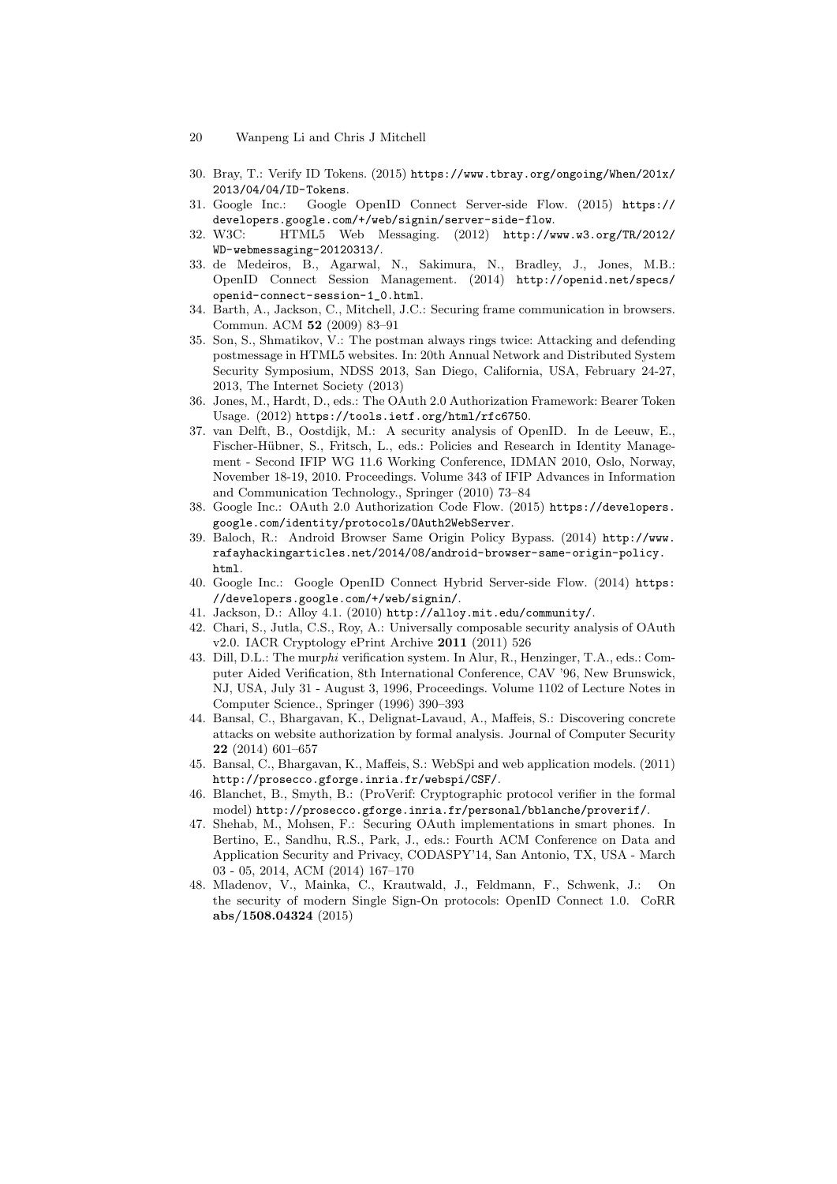30. Bray, T.: Verify ID Tokens. (2015) https://www.tbray.org/ongoing/When/201x/2013/04/04/ID-Tokens.
31. Google Inc.: Google OpenID Connect Server-side Flow. (2015) https://developers.google.com/+/web/signin/server-side-flow.
32. W3C: HTML5 Web Messaging. (2012) http://www.w3.org/TR/2012/WD-webmessaging-20120313/.
33. de Medeiros, B., Agarwal, N., Sakimura, N., Bradley, J., Jones, M.B.: OpenID Connect Session Management. (2014) http://openid.net/specs/openid-connect-session-1_0.html.
34. Barth, A., Jackson, C., Mitchell, J.C.: Securing frame communication in browsers. Commun. ACM **52** (2009) 83–91
35. Son, S., Shmatikov, V.: The postman always rings twice: Attacking and defending postmessage in HTML5 websites. In: 20th Annual Network and Distributed System Security Symposium, NDSS 2013, San Diego, California, USA, February 24-27, 2013, The Internet Society (2013)
36. Jones, M., Hardt, D., eds.: The OAuth 2.0 Authorization Framework: Bearer Token Usage. (2012) https://tools.ietf.org/html/rfc6750.
37. van Delft, B., Oostdijk, M.: A security analysis of OpenID. In de Leeuw, E., Fischer-Hübner, S., Fritsch, L., eds.: Policies and Research in Identity Management - Second IFIP WG 11.6 Working Conference, IDMAN 2010, Oslo, Norway, November 18-19, 2010. Proceedings. Volume 343 of IFIP Advances in Information and Communication Technology., Springer (2010) 73–84
38. Google Inc.: OAuth 2.0 Authorization Code Flow. (2015) https://developers.google.com/identity/protocols/OAuth2WebServer.
39. Baloch, R.: Android Browser Same Origin Policy Bypass. (2014) http://www.rafayhackingarticles.net/2014/08/android-browser-same-origin-policy.html.
40. Google Inc.: Google OpenID Connect Hybrid Server-side Flow. (2014) https://developers.google.com/+/web/signin/.
41. Jackson, D.: Alloy 4.1. (2010) http://alloy.mit.edu/community/.
42. Chari, S., Jutla, C.S., Roy, A.: Universally composable security analysis of OAuth v2.0. IACR Cryptology ePrint Archive **2011** (2011) 526
43. Dill, D.L.: The mur*phi* verification system. In Alur, R., Henzinger, T.A., eds.: Computer Aided Verification, 8th International Conference, CAV '96, New Brunswick, NJ, USA, July 31 - August 3, 1996, Proceedings. Volume 1102 of Lecture Notes in Computer Science., Springer (1996) 390–393
44. Bansal, C., Bhargavan, K., Delignat-Lavaud, A., Maffeis, S.: Discovering concrete attacks on website authorization by formal analysis. Journal of Computer Security **22** (2014) 601–657
45. Bansal, C., Bhargavan, K., Maffeis, S.: WebSpi and web application models. (2011) http://prosecco.gforge.inria.fr/webspi/CSF/.
46. Blanchet, B., Smyth, B.: (ProVerif: Cryptographic protocol verifier in the formal model) http://prosecco.gforge.inria.fr/personal/bblanche/proverif/.
47. Shehab, M., Mohsen, F.: Securing OAuth implementations in smart phones. In Bertino, E., Sandhu, R.S., Park, J., eds.: Fourth ACM Conference on Data and Application Security and Privacy, CODASPY'14, San Antonio, TX, USA - March 03 - 05, 2014, ACM (2014) 167–170
48. Mladenov, V., Mainka, C., Krautwald, J., Feldmann, F., Schwenk, J.: On the security of modern Single Sign-On protocols: OpenID Connect 1.0. CoRR **abs/1508.04324** (2015)